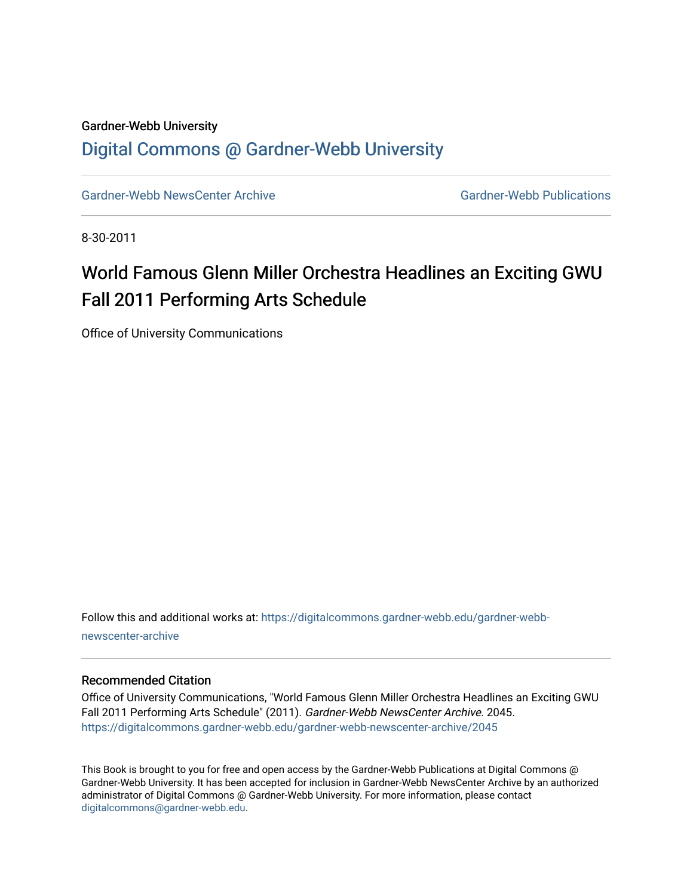Gardner-Webb University

# Digital Commons @ Gardner-Webb University

Gardner-Webb NewsCenter Archive | Gardner-Webb Publications

8-30-2011

# World Famous Glenn Miller Orchestra Headlines an Exciting GWU Fall 2011 Performing Arts Schedule

Office of University Communications

Follow this and additional works at: https://digitalcommons.gardner-webb.edu/gardner-webb-newscenter-archive

## Recommended Citation

Office of University Communications, "World Famous Glenn Miller Orchestra Headlines an Exciting GWU Fall 2011 Performing Arts Schedule" (2011). *Gardner-Webb NewsCenter Archive*. 2045.
https://digitalcommons.gardner-webb.edu/gardner-webb-newscenter-archive/2045

This Book is brought to you for free and open access by the Gardner-Webb Publications at Digital Commons @ Gardner-Webb University. It has been accepted for inclusion in Gardner-Webb NewsCenter Archive by an authorized administrator of Digital Commons @ Gardner-Webb University. For more information, please contact digitalcommons@gardner-webb.edu.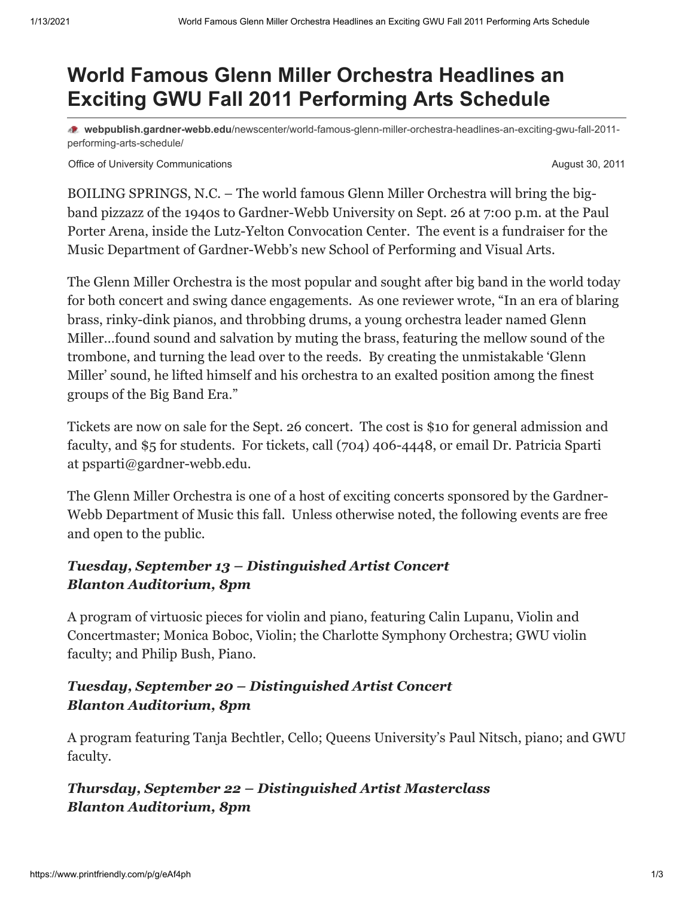# World Famous Glenn Miller Orchestra Headlines an Exciting GWU Fall 2011 Performing Arts Schedule

**webpublish.gardner-webb.edu**/newscenter/world-famous-glenn-miller-orchestra-headlines-an-exciting-gwu-fall-2011-performing-arts-schedule/

Office of University Communications August 30, 2011

BOILING SPRINGS, N.C. – The world famous Glenn Miller Orchestra will bring the big-band pizzazz of the 1940s to Gardner-Webb University on Sept. 26 at 7:00 p.m. at the Paul Porter Arena, inside the Lutz-Yelton Convocation Center. The event is a fundraiser for the Music Department of Gardner-Webb's new School of Performing and Visual Arts.

The Glenn Miller Orchestra is the most popular and sought after big band in the world today for both concert and swing dance engagements. As one reviewer wrote, "In an era of blaring brass, rinky-dink pianos, and throbbing drums, a young orchestra leader named Glenn Miller…found sound and salvation by muting the brass, featuring the mellow sound of the trombone, and turning the lead over to the reeds. By creating the unmistakable 'Glenn Miller' sound, he lifted himself and his orchestra to an exalted position among the finest groups of the Big Band Era."

Tickets are now on sale for the Sept. 26 concert. The cost is $10 for general admission and faculty, and $5 for students. For tickets, call (704) 406-4448, or email Dr. Patricia Sparti at psparti@gardner-webb.edu.

The Glenn Miller Orchestra is one of a host of exciting concerts sponsored by the Gardner-Webb Department of Music this fall. Unless otherwise noted, the following events are free and open to the public.

***Tuesday, September 13 – Distinguished Artist Concert***
***Blanton Auditorium, 8pm***

A program of virtuosic pieces for violin and piano, featuring Calin Lupanu, Violin and Concertmaster; Monica Boboc, Violin; the Charlotte Symphony Orchestra; GWU violin faculty; and Philip Bush, Piano.

***Tuesday, September 20 – Distinguished Artist Concert***
***Blanton Auditorium, 8pm***

A program featuring Tanja Bechtler, Cello; Queens University's Paul Nitsch, piano; and GWU faculty.

***Thursday, September 22 – Distinguished Artist Masterclass***
***Blanton Auditorium, 8pm***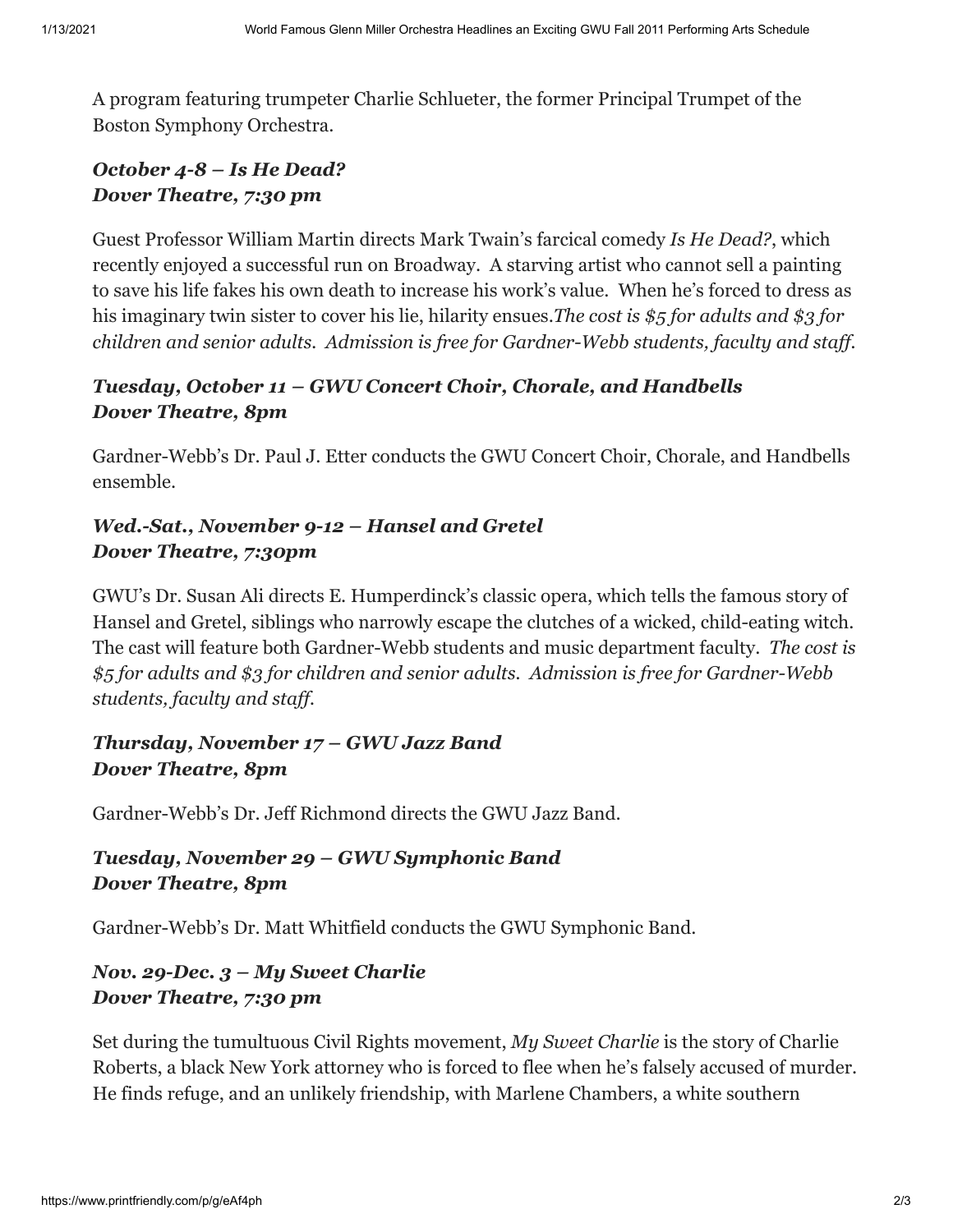A program featuring trumpeter Charlie Schlueter, the former Principal Trumpet of the Boston Symphony Orchestra.

***October 4-8 – Is He Dead?***
***Dover Theatre, 7:30 pm***

Guest Professor William Martin directs Mark Twain's farcical comedy *Is He Dead?*, which recently enjoyed a successful run on Broadway. A starving artist who cannot sell a painting to save his life fakes his own death to increase his work's value. When he's forced to dress as his imaginary twin sister to cover his lie, hilarity ensues.*The cost is $5 for adults and $3 for children and senior adults. Admission is free for Gardner-Webb students, faculty and staff.*

***Tuesday, October 11 – GWU Concert Choir, Chorale, and Handbells***
***Dover Theatre, 8pm***

Gardner-Webb's Dr. Paul J. Etter conducts the GWU Concert Choir, Chorale, and Handbells ensemble.

***Wed.-Sat., November 9-12 – Hansel and Gretel***
***Dover Theatre, 7:30pm***

GWU's Dr. Susan Ali directs E. Humperdinck's classic opera, which tells the famous story of Hansel and Gretel, siblings who narrowly escape the clutches of a wicked, child-eating witch. The cast will feature both Gardner-Webb students and music department faculty. *The cost is $5 for adults and $3 for children and senior adults. Admission is free for Gardner-Webb students, faculty and staff.*

***Thursday, November 17 – GWU Jazz Band***
***Dover Theatre, 8pm***

Gardner-Webb's Dr. Jeff Richmond directs the GWU Jazz Band.

***Tuesday, November 29 – GWU Symphonic Band***
***Dover Theatre, 8pm***

Gardner-Webb's Dr. Matt Whitfield conducts the GWU Symphonic Band.

***Nov. 29-Dec. 3 – My Sweet Charlie***
***Dover Theatre, 7:30 pm***

Set during the tumultuous Civil Rights movement, *My Sweet Charlie* is the story of Charlie Roberts, a black New York attorney who is forced to flee when he's falsely accused of murder. He finds refuge, and an unlikely friendship, with Marlene Chambers, a white southern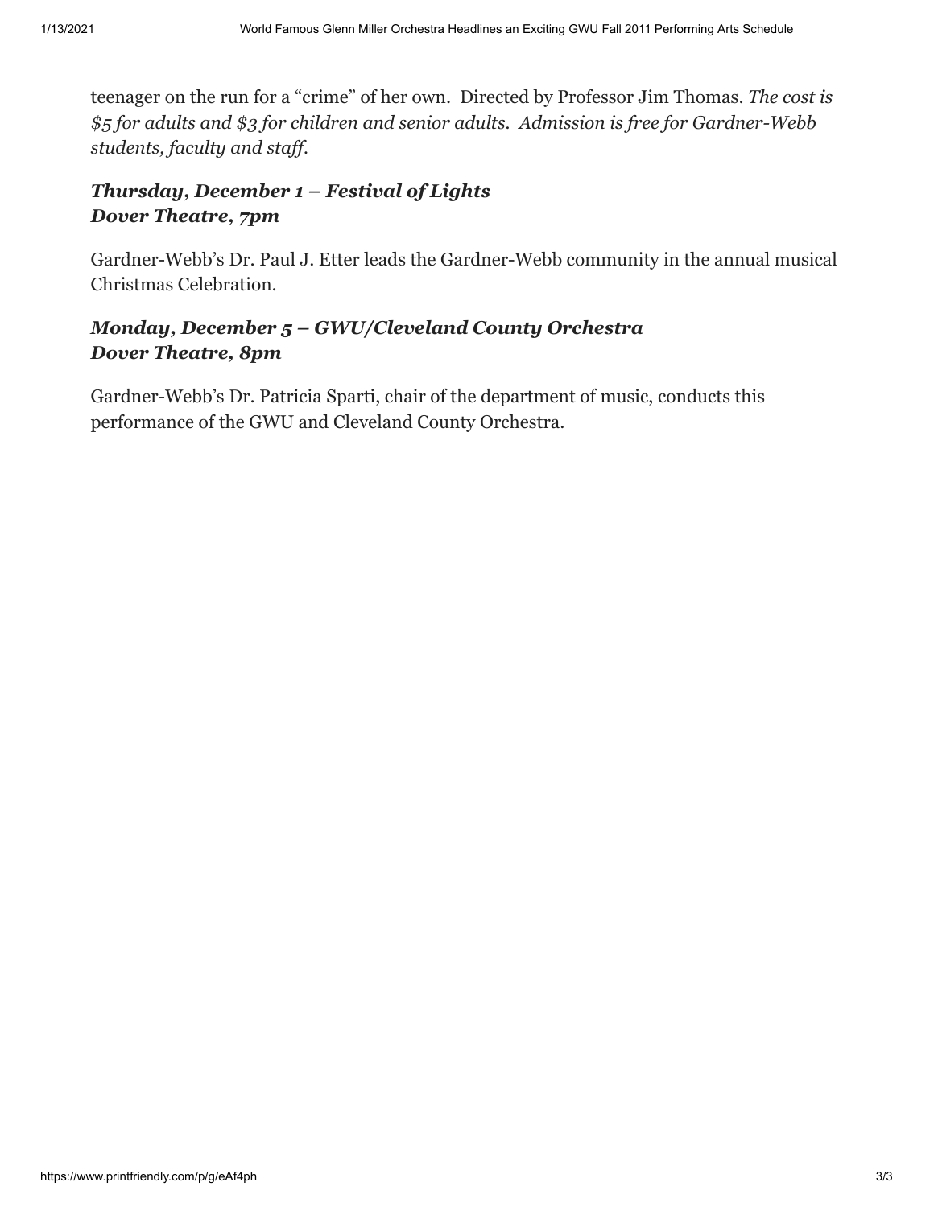teenager on the run for a "crime" of her own. Directed by Professor Jim Thomas. *The cost is $5 for adults and $3 for children and senior adults. Admission is free for Gardner-Webb students, faculty and staff.*

***Thursday, December 1 – Festival of Lights***
***Dover Theatre, 7pm***

Gardner-Webb's Dr. Paul J. Etter leads the Gardner-Webb community in the annual musical Christmas Celebration.

***Monday, December 5 – GWU/Cleveland County Orchestra***
***Dover Theatre, 8pm***

Gardner-Webb's Dr. Patricia Sparti, chair of the department of music, conducts this performance of the GWU and Cleveland County Orchestra.